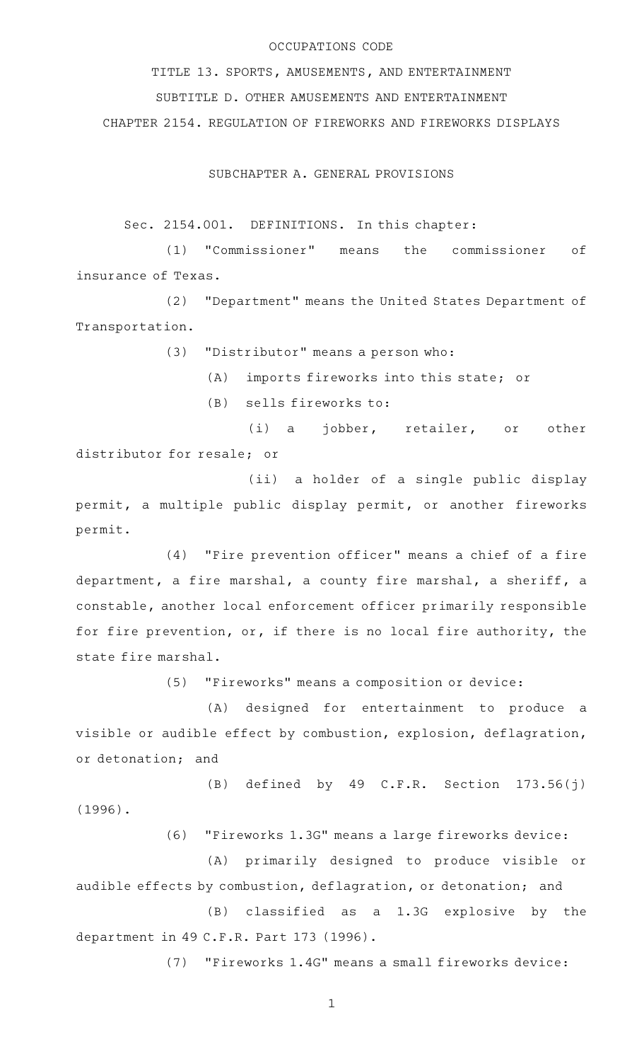OCCUPATIONS CODE

TITLE 13. SPORTS, AMUSEMENTS, AND ENTERTAINMENT

SUBTITLE D. OTHER AMUSEMENTS AND ENTERTAINMENT

CHAPTER 2154. REGULATION OF FIREWORKS AND FIREWORKS DISPLAYS

SUBCHAPTER A. GENERAL PROVISIONS

Sec. 2154.001. DEFINITIONS. In this chapter:

(1) "Commissioner" means the commissioner of insurance of Texas.

(2) "Department" means the United States Department of Transportation.

(3) "Distributor" means a person who:

(A) imports fireworks into this state; or

(B) sells fireworks to:

(i) a jobber, retailer, or other distributor for resale; or

(ii) a holder of a single public display permit, a multiple public display permit, or another fireworks permit.

(4) "Fire prevention officer" means a chief of a fire department, a fire marshal, a county fire marshal, a sheriff, a constable, another local enforcement officer primarily responsible for fire prevention, or, if there is no local fire authority, the state fire marshal.

(5) "Fireworks" means a composition or device:

(A) designed for entertainment to produce a visible or audible effect by combustion, explosion, deflagration, or detonation; and

(B) defined by 49 C.F.R. Section 173.56(j) (1996).

(6) "Fireworks 1.3G" means a large fireworks device:

(A) primarily designed to produce visible or audible effects by combustion, deflagration, or detonation; and

(B) classified as a 1.3G explosive by the department in 49 C.F.R. Part 173 (1996).

(7) "Fireworks 1.4G" means a small fireworks device: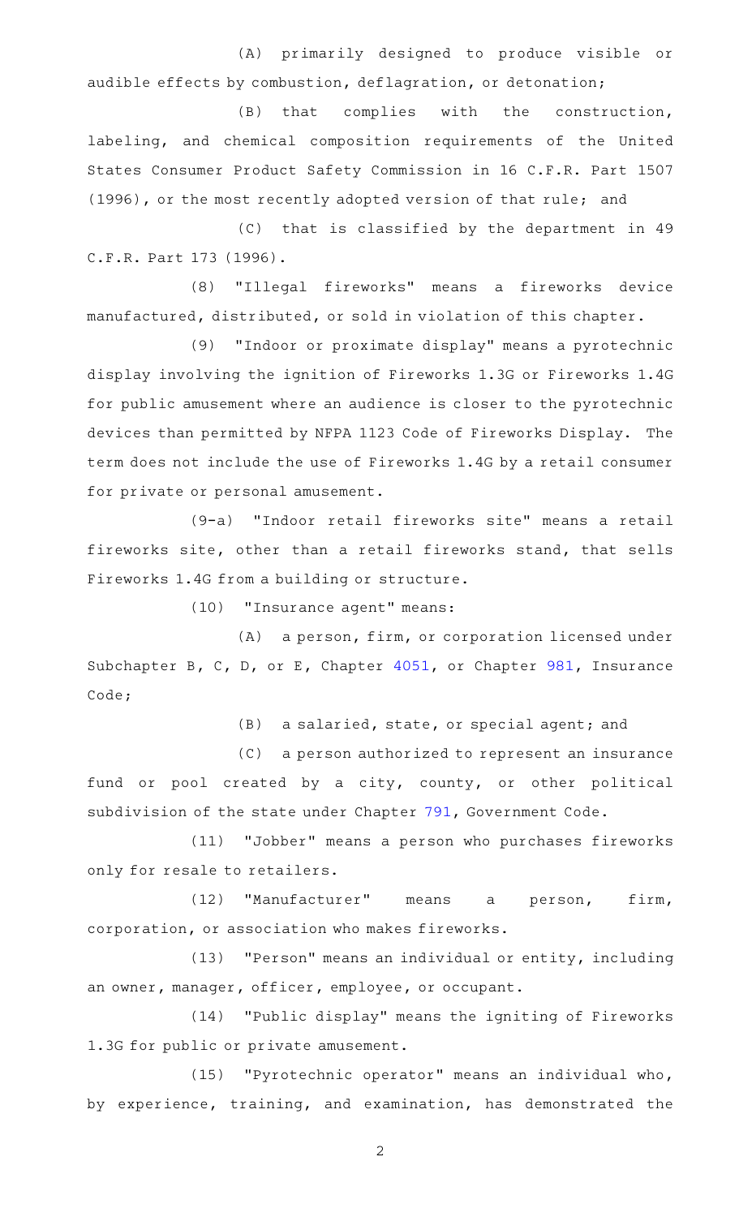(A) primarily designed to produce visible or audible effects by combustion, deflagration, or detonation;

(B) that complies with the construction, labeling, and chemical composition requirements of the United States Consumer Product Safety Commission in 16 C.F.R. Part 1507 (1996), or the most recently adopted version of that rule; and

(C) that is classified by the department in 49 C.F.R. Part 173 (1996).

(8) "Illegal fireworks" means a fireworks device manufactured, distributed, or sold in violation of this chapter.

(9) "Indoor or proximate display" means a pyrotechnic display involving the ignition of Fireworks 1.3G or Fireworks 1.4G for public amusement where an audience is closer to the pyrotechnic devices than permitted by NFPA 1123 Code of Fireworks Display. The term does not include the use of Fireworks 1.4G by a retail consumer for private or personal amusement.

(9-a) "Indoor retail fireworks site" means a retail fireworks site, other than a retail fireworks stand, that sells Fireworks 1.4G from a building or structure.

(10) "Insurance agent" means:

(A) a person, firm, or corporation licensed under Subchapter B, C, D, or E, Chapter 4051, or Chapter 981, Insurance Code;

(B) a salaried, state, or special agent; and

(C) a person authorized to represent an insurance fund or pool created by a city, county, or other political subdivision of the state under Chapter 791, Government Code.

(11) "Jobber" means a person who purchases fireworks only for resale to retailers.

(12) "Manufacturer" means a person, firm, corporation, or association who makes fireworks.

(13) "Person" means an individual or entity, including an owner, manager, officer, employee, or occupant.

(14) "Public display" means the igniting of Fireworks 1.3G for public or private amusement.

(15) "Pyrotechnic operator" means an individual who, by experience, training, and examination, has demonstrated the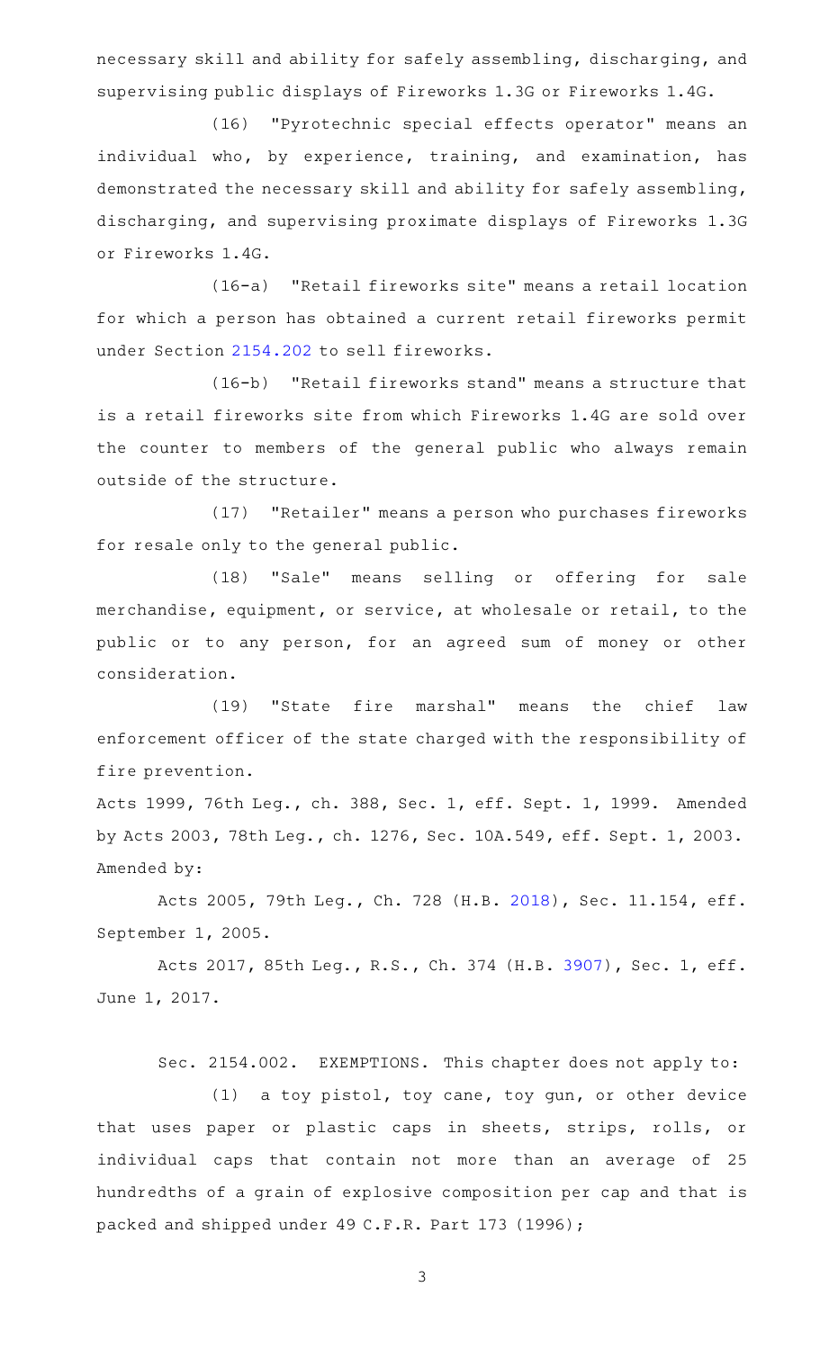necessary skill and ability for safely assembling, discharging, and supervising public displays of Fireworks 1.3G or Fireworks 1.4G.

(16) "Pyrotechnic special effects operator" means an individual who, by experience, training, and examination, has demonstrated the necessary skill and ability for safely assembling, discharging, and supervising proximate displays of Fireworks 1.3G or Fireworks 1.4G.

(16-a) "Retail fireworks site" means a retail location for which a person has obtained a current retail fireworks permit under Section 2154.202 to sell fireworks.

(16-b) "Retail fireworks stand" means a structure that is a retail fireworks site from which Fireworks 1.4G are sold over the counter to members of the general public who always remain outside of the structure.

(17) "Retailer" means a person who purchases fireworks for resale only to the general public.

(18) "Sale" means selling or offering for sale merchandise, equipment, or service, at wholesale or retail, to the public or to any person, for an agreed sum of money or other consideration.

(19) "State fire marshal" means the chief law enforcement officer of the state charged with the responsibility of fire prevention.

Acts 1999, 76th Leg., ch. 388, Sec. 1, eff. Sept. 1, 1999. Amended by Acts 2003, 78th Leg., ch. 1276, Sec. 10A.549, eff. Sept. 1, 2003. Amended by:

Acts 2005, 79th Leg., Ch. 728 (H.B. 2018), Sec. 11.154, eff. September 1, 2005.

Acts 2017, 85th Leg., R.S., Ch. 374 (H.B. 3907), Sec. 1, eff. June 1, 2017.

Sec. 2154.002. EXEMPTIONS. This chapter does not apply to:

(1) a toy pistol, toy cane, toy gun, or other device that uses paper or plastic caps in sheets, strips, rolls, or individual caps that contain not more than an average of 25 hundredths of a grain of explosive composition per cap and that is packed and shipped under 49 C.F.R. Part 173 (1996);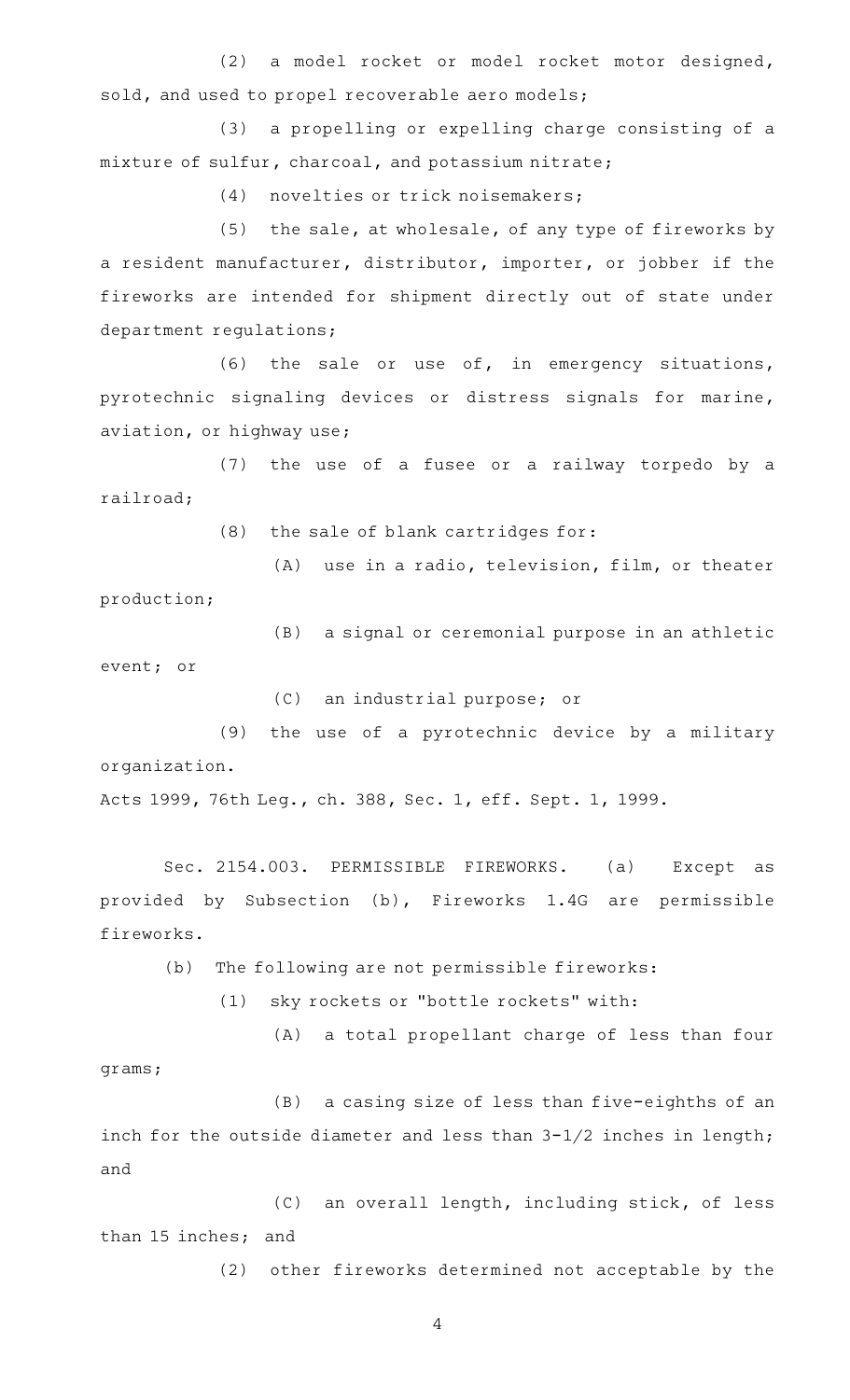(2) a model rocket or model rocket motor designed, sold, and used to propel recoverable aero models;

(3) a propelling or expelling charge consisting of a mixture of sulfur, charcoal, and potassium nitrate;

(4) novelties or trick noisemakers;

(5) the sale, at wholesale, of any type of fireworks by a resident manufacturer, distributor, importer, or jobber if the fireworks are intended for shipment directly out of state under department regulations;

(6) the sale or use of, in emergency situations, pyrotechnic signaling devices or distress signals for marine, aviation, or highway use;

(7) the use of a fusee or a railway torpedo by a railroad;

(8) the sale of blank cartridges for:

(A) use in a radio, television, film, or theater production;

(B) a signal or ceremonial purpose in an athletic event; or

(C) an industrial purpose; or

(9) the use of a pyrotechnic device by a military organization.

Acts 1999, 76th Leg., ch. 388, Sec. 1, eff. Sept. 1, 1999.

Sec. 2154.003. PERMISSIBLE FIREWORKS. (a) Except as provided by Subsection (b), Fireworks 1.4G are permissible fireworks.

(b) The following are not permissible fireworks:

(1) sky rockets or "bottle rockets" with:

(A) a total propellant charge of less than four grams;

(B) a casing size of less than five-eighths of an inch for the outside diameter and less than 3-1/2 inches in length; and

(C) an overall length, including stick, of less than 15 inches; and

(2) other fireworks determined not acceptable by the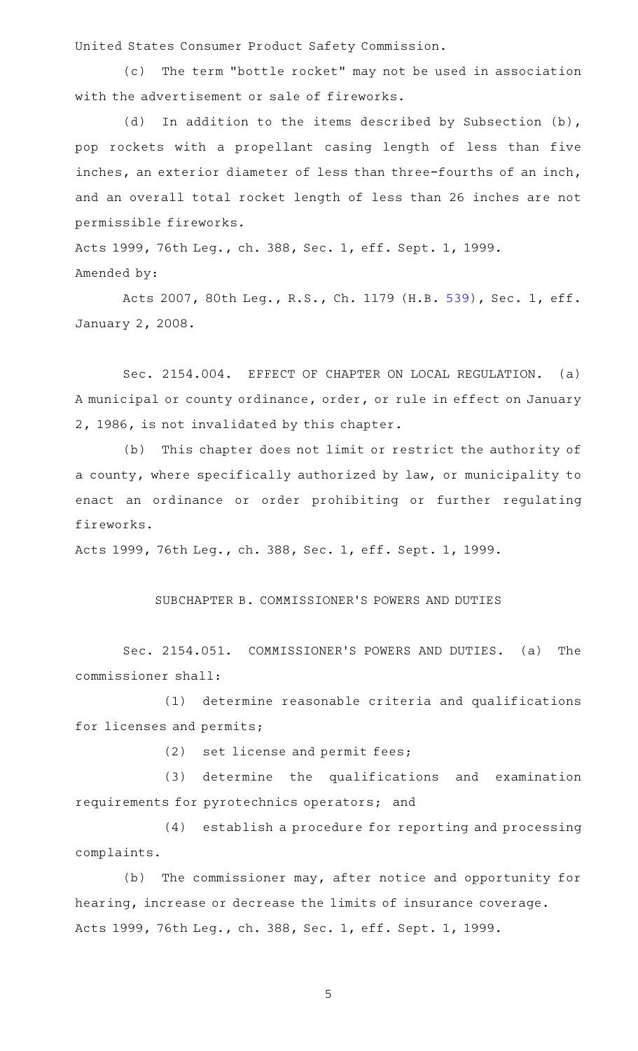United States Consumer Product Safety Commission.

(c) The term "bottle rocket" may not be used in association with the advertisement or sale of fireworks.

(d) In addition to the items described by Subsection (b), pop rockets with a propellant casing length of less than five inches, an exterior diameter of less than three-fourths of an inch, and an overall total rocket length of less than 26 inches are not permissible fireworks.

Acts 1999, 76th Leg., ch. 388, Sec. 1, eff. Sept. 1, 1999.
Amended by:

Acts 2007, 80th Leg., R.S., Ch. 1179 (H.B. 539), Sec. 1, eff. January 2, 2008.

Sec. 2154.004. EFFECT OF CHAPTER ON LOCAL REGULATION. (a) A municipal or county ordinance, order, or rule in effect on January 2, 1986, is not invalidated by this chapter.

(b) This chapter does not limit or restrict the authority of a county, where specifically authorized by law, or municipality to enact an ordinance or order prohibiting or further regulating fireworks.

Acts 1999, 76th Leg., ch. 388, Sec. 1, eff. Sept. 1, 1999.

## SUBCHAPTER B. COMMISSIONER'S POWERS AND DUTIES

Sec. 2154.051. COMMISSIONER'S POWERS AND DUTIES. (a) The commissioner shall:

(1) determine reasonable criteria and qualifications for licenses and permits;

(2) set license and permit fees;

(3) determine the qualifications and examination requirements for pyrotechnics operators; and

(4) establish a procedure for reporting and processing complaints.

(b) The commissioner may, after notice and opportunity for hearing, increase or decrease the limits of insurance coverage.

Acts 1999, 76th Leg., ch. 388, Sec. 1, eff. Sept. 1, 1999.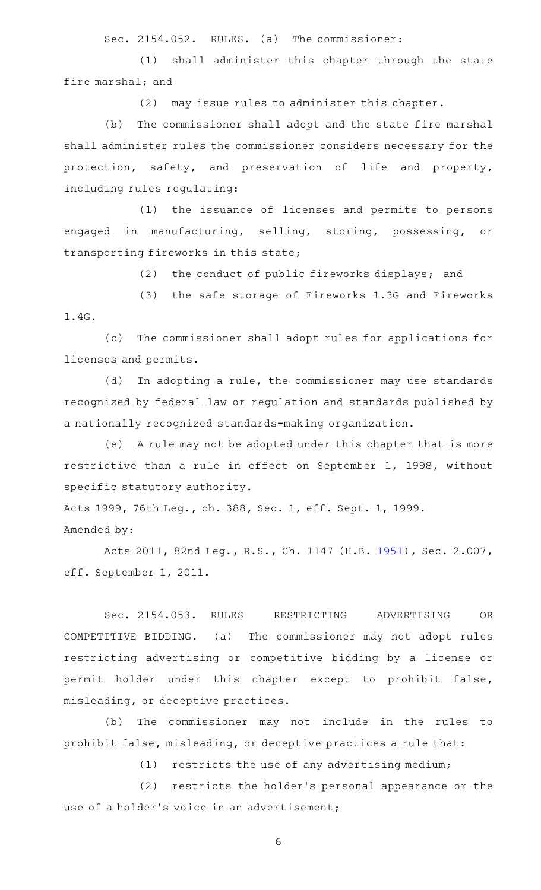Sec. 2154.052. RULES. (a) The commissioner:

(1) shall administer this chapter through the state fire marshal; and

(2) may issue rules to administer this chapter.

(b) The commissioner shall adopt and the state fire marshal shall administer rules the commissioner considers necessary for the protection, safety, and preservation of life and property, including rules regulating:

(1) the issuance of licenses and permits to persons engaged in manufacturing, selling, storing, possessing, or transporting fireworks in this state;

(2) the conduct of public fireworks displays; and

(3) the safe storage of Fireworks 1.3G and Fireworks 1.4G.

(c) The commissioner shall adopt rules for applications for licenses and permits.

(d) In adopting a rule, the commissioner may use standards recognized by federal law or regulation and standards published by a nationally recognized standards-making organization.

(e) A rule may not be adopted under this chapter that is more restrictive than a rule in effect on September 1, 1998, without specific statutory authority.

Acts 1999, 76th Leg., ch. 388, Sec. 1, eff. Sept. 1, 1999.
Amended by:

Acts 2011, 82nd Leg., R.S., Ch. 1147 (H.B. 1951), Sec. 2.007, eff. September 1, 2011.

Sec. 2154.053. RULES RESTRICTING ADVERTISING OR COMPETITIVE BIDDING. (a) The commissioner may not adopt rules restricting advertising or competitive bidding by a license or permit holder under this chapter except to prohibit false, misleading, or deceptive practices.

(b) The commissioner may not include in the rules to prohibit false, misleading, or deceptive practices a rule that:

(1) restricts the use of any advertising medium;

(2) restricts the holder's personal appearance or the use of a holder's voice in an advertisement;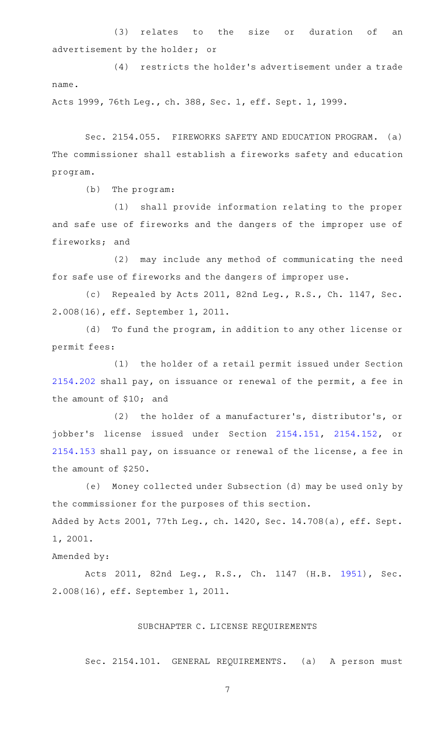(3) relates to the size or duration of an advertisement by the holder; or

(4) restricts the holder's advertisement under a trade name.

Acts 1999, 76th Leg., ch. 388, Sec. 1, eff. Sept. 1, 1999.

Sec. 2154.055. FIREWORKS SAFETY AND EDUCATION PROGRAM. (a) The commissioner shall establish a fireworks safety and education program.

(b) The program:

(1) shall provide information relating to the proper and safe use of fireworks and the dangers of the improper use of fireworks; and

(2) may include any method of communicating the need for safe use of fireworks and the dangers of improper use.

(c) Repealed by Acts 2011, 82nd Leg., R.S., Ch. 1147, Sec. 2.008(16), eff. September 1, 2011.

(d) To fund the program, in addition to any other license or permit fees:

(1) the holder of a retail permit issued under Section 2154.202 shall pay, on issuance or renewal of the permit, a fee in the amount of $10; and

(2) the holder of a manufacturer's, distributor's, or jobber's license issued under Section 2154.151, 2154.152, or 2154.153 shall pay, on issuance or renewal of the license, a fee in the amount of $250.

(e) Money collected under Subsection (d) may be used only by the commissioner for the purposes of this section.

Added by Acts 2001, 77th Leg., ch. 1420, Sec. 14.708(a), eff. Sept. 1, 2001.

Amended by:

Acts 2011, 82nd Leg., R.S., Ch. 1147 (H.B. 1951), Sec. 2.008(16), eff. September 1, 2011.

## SUBCHAPTER C. LICENSE REQUIREMENTS

Sec. 2154.101. GENERAL REQUIREMENTS. (a) A person must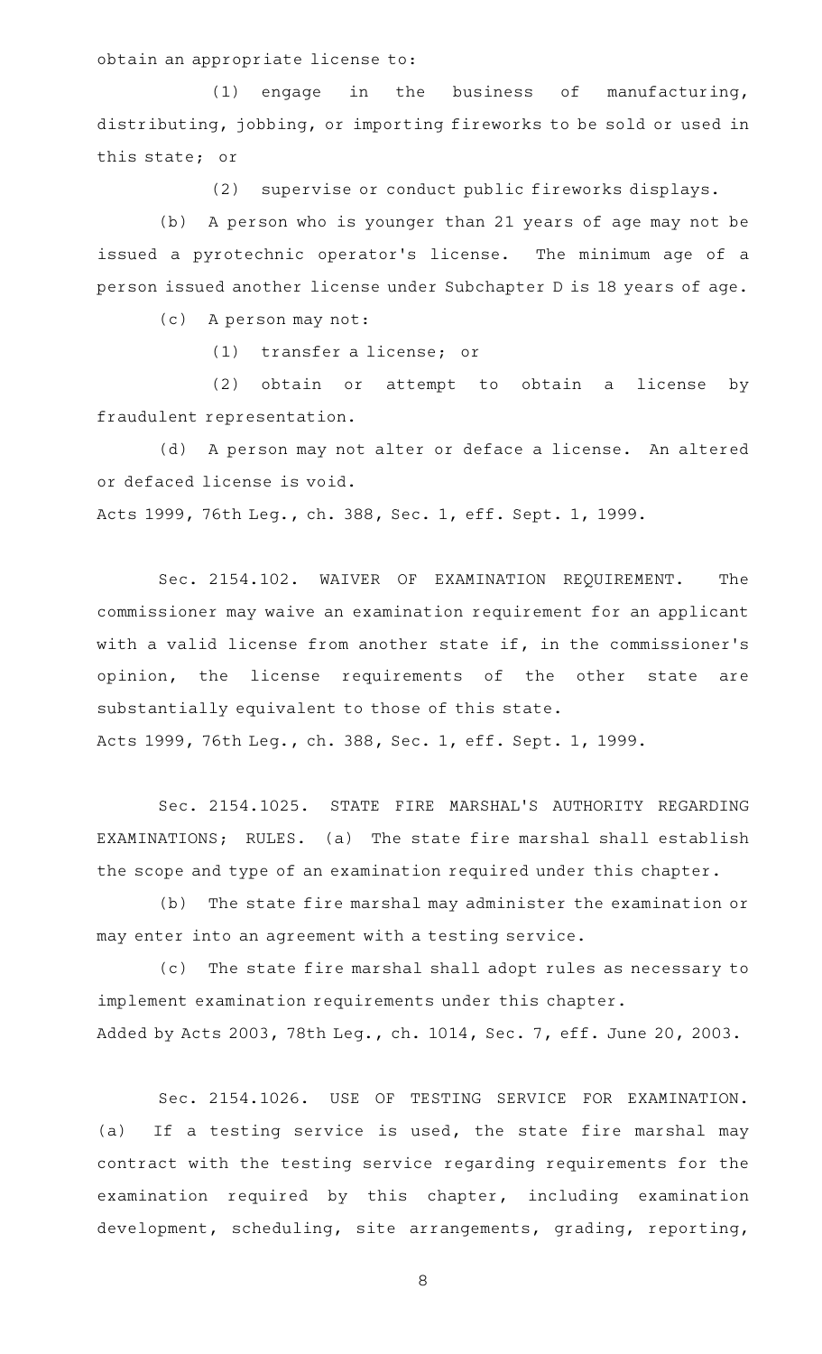obtain an appropriate license to:

(1) engage in the business of manufacturing, distributing, jobbing, or importing fireworks to be sold or used in this state; or

(2) supervise or conduct public fireworks displays.

(b) A person who is younger than 21 years of age may not be issued a pyrotechnic operator's license. The minimum age of a person issued another license under Subchapter D is 18 years of age.

(c) A person may not:

(1) transfer a license; or

(2) obtain or attempt to obtain a license by fraudulent representation.

(d) A person may not alter or deface a license. An altered or defaced license is void.

Acts 1999, 76th Leg., ch. 388, Sec. 1, eff. Sept. 1, 1999.

Sec. 2154.102. WAIVER OF EXAMINATION REQUIREMENT. The commissioner may waive an examination requirement for an applicant with a valid license from another state if, in the commissioner's opinion, the license requirements of the other state are substantially equivalent to those of this state.

Acts 1999, 76th Leg., ch. 388, Sec. 1, eff. Sept. 1, 1999.

Sec. 2154.1025. STATE FIRE MARSHAL'S AUTHORITY REGARDING EXAMINATIONS; RULES. (a) The state fire marshal shall establish the scope and type of an examination required under this chapter.

(b) The state fire marshal may administer the examination or may enter into an agreement with a testing service.

(c) The state fire marshal shall adopt rules as necessary to implement examination requirements under this chapter.

Added by Acts 2003, 78th Leg., ch. 1014, Sec. 7, eff. June 20, 2003.

Sec. 2154.1026. USE OF TESTING SERVICE FOR EXAMINATION. (a) If a testing service is used, the state fire marshal may contract with the testing service regarding requirements for the examination required by this chapter, including examination development, scheduling, site arrangements, grading, reporting,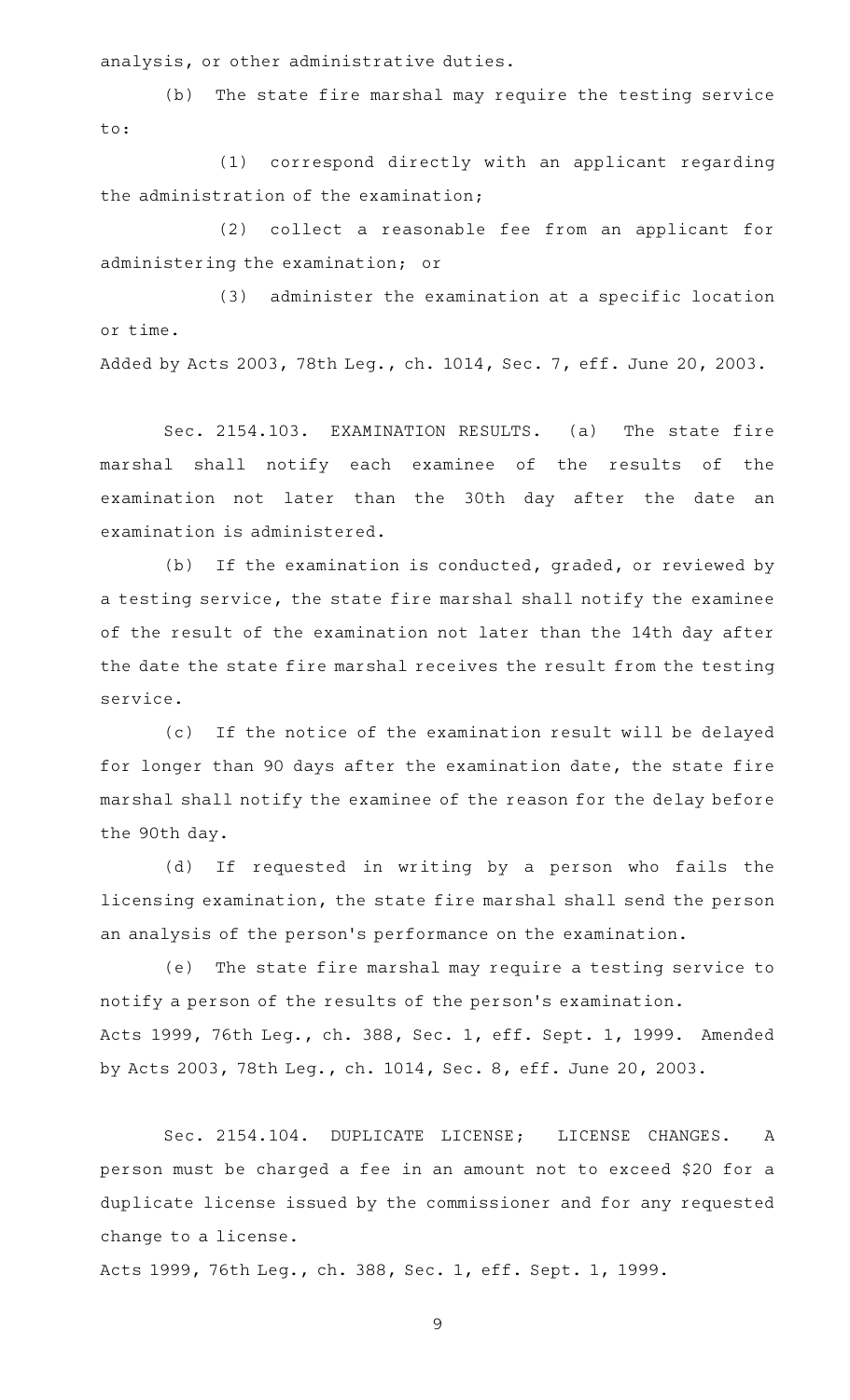analysis, or other administrative duties.

(b) The state fire marshal may require the testing service to:

(1) correspond directly with an applicant regarding the administration of the examination;

(2) collect a reasonable fee from an applicant for administering the examination; or

(3) administer the examination at a specific location or time.

Added by Acts 2003, 78th Leg., ch. 1014, Sec. 7, eff. June 20, 2003.

Sec. 2154.103. EXAMINATION RESULTS. (a) The state fire marshal shall notify each examinee of the results of the examination not later than the 30th day after the date an examination is administered.

(b) If the examination is conducted, graded, or reviewed by a testing service, the state fire marshal shall notify the examinee of the result of the examination not later than the 14th day after the date the state fire marshal receives the result from the testing service.

(c) If the notice of the examination result will be delayed for longer than 90 days after the examination date, the state fire marshal shall notify the examinee of the reason for the delay before the 90th day.

(d) If requested in writing by a person who fails the licensing examination, the state fire marshal shall send the person an analysis of the person's performance on the examination.

(e) The state fire marshal may require a testing service to notify a person of the results of the person's examination.

Acts 1999, 76th Leg., ch. 388, Sec. 1, eff. Sept. 1, 1999. Amended by Acts 2003, 78th Leg., ch. 1014, Sec. 8, eff. June 20, 2003.

Sec. 2154.104. DUPLICATE LICENSE; LICENSE CHANGES. A person must be charged a fee in an amount not to exceed $20 for a duplicate license issued by the commissioner and for any requested change to a license.

Acts 1999, 76th Leg., ch. 388, Sec. 1, eff. Sept. 1, 1999.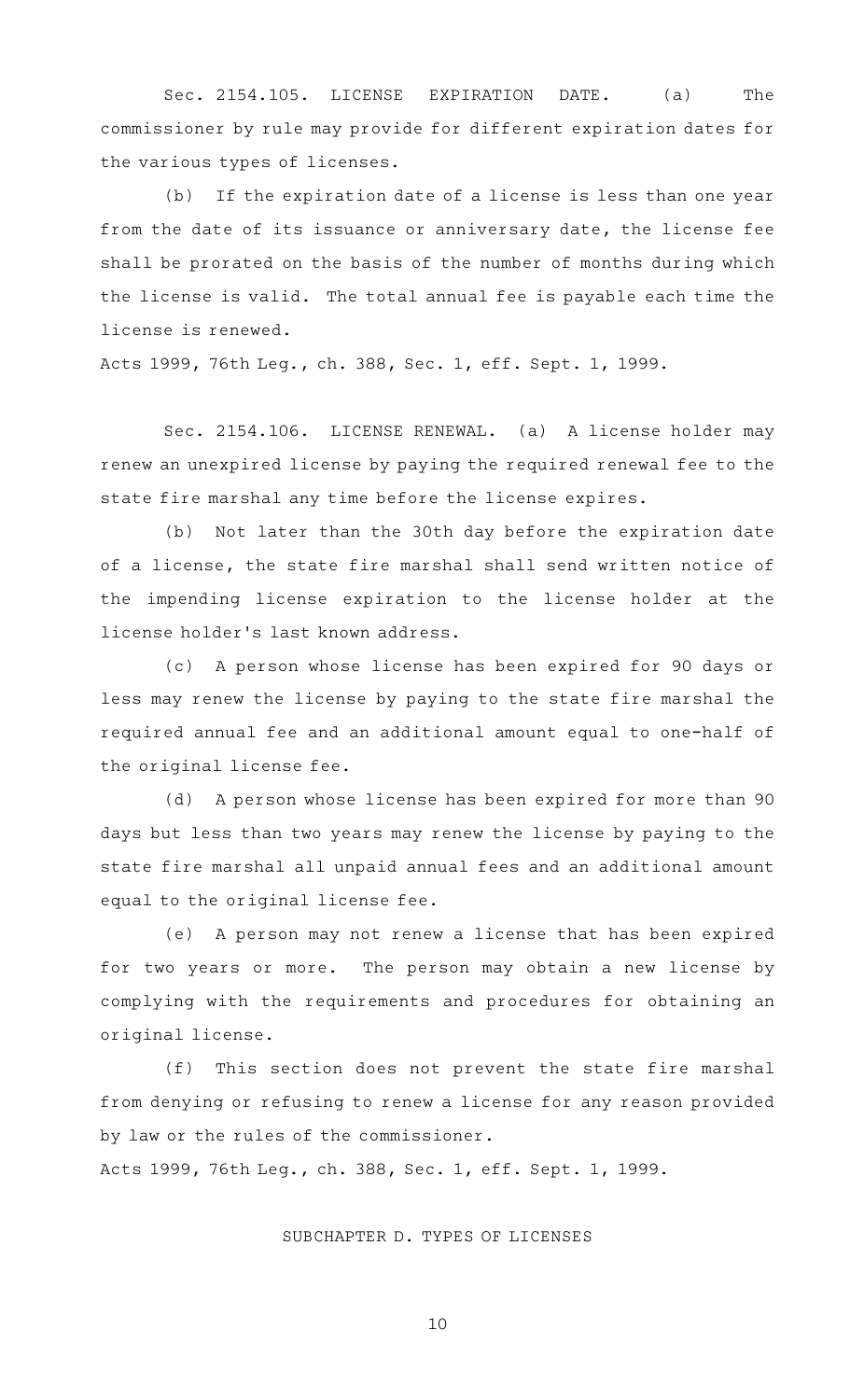Sec. 2154.105. LICENSE EXPIRATION DATE. (a) The commissioner by rule may provide for different expiration dates for the various types of licenses.

(b) If the expiration date of a license is less than one year from the date of its issuance or anniversary date, the license fee shall be prorated on the basis of the number of months during which the license is valid. The total annual fee is payable each time the license is renewed.

Acts 1999, 76th Leg., ch. 388, Sec. 1, eff. Sept. 1, 1999.

Sec. 2154.106. LICENSE RENEWAL. (a) A license holder may renew an unexpired license by paying the required renewal fee to the state fire marshal any time before the license expires.

(b) Not later than the 30th day before the expiration date of a license, the state fire marshal shall send written notice of the impending license expiration to the license holder at the license holder's last known address.

(c) A person whose license has been expired for 90 days or less may renew the license by paying to the state fire marshal the required annual fee and an additional amount equal to one-half of the original license fee.

(d) A person whose license has been expired for more than 90 days but less than two years may renew the license by paying to the state fire marshal all unpaid annual fees and an additional amount equal to the original license fee.

(e) A person may not renew a license that has been expired for two years or more. The person may obtain a new license by complying with the requirements and procedures for obtaining an original license.

(f) This section does not prevent the state fire marshal from denying or refusing to renew a license for any reason provided by law or the rules of the commissioner.

Acts 1999, 76th Leg., ch. 388, Sec. 1, eff. Sept. 1, 1999.

SUBCHAPTER D. TYPES OF LICENSES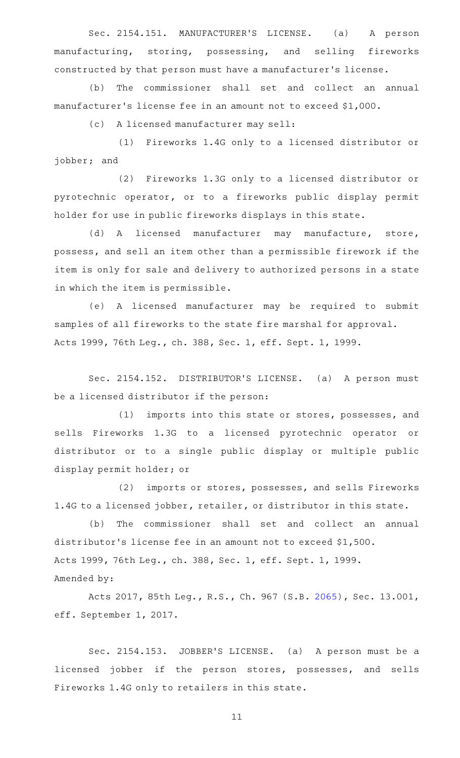Sec. 2154.151. MANUFACTURER'S LICENSE. (a) A person manufacturing, storing, possessing, and selling fireworks constructed by that person must have a manufacturer's license.

(b) The commissioner shall set and collect an annual manufacturer's license fee in an amount not to exceed $1,000.

(c) A licensed manufacturer may sell:

(1) Fireworks 1.4G only to a licensed distributor or jobber; and

(2) Fireworks 1.3G only to a licensed distributor or pyrotechnic operator, or to a fireworks public display permit holder for use in public fireworks displays in this state.

(d) A licensed manufacturer may manufacture, store, possess, and sell an item other than a permissible firework if the item is only for sale and delivery to authorized persons in a state in which the item is permissible.

(e) A licensed manufacturer may be required to submit samples of all fireworks to the state fire marshal for approval.

Acts 1999, 76th Leg., ch. 388, Sec. 1, eff. Sept. 1, 1999.

Sec. 2154.152. DISTRIBUTOR'S LICENSE. (a) A person must be a licensed distributor if the person:

(1) imports into this state or stores, possesses, and sells Fireworks 1.3G to a licensed pyrotechnic operator or distributor or to a single public display or multiple public display permit holder; or

(2) imports or stores, possesses, and sells Fireworks 1.4G to a licensed jobber, retailer, or distributor in this state.

(b) The commissioner shall set and collect an annual distributor's license fee in an amount not to exceed $1,500.

Acts 1999, 76th Leg., ch. 388, Sec. 1, eff. Sept. 1, 1999.

Amended by:

Acts 2017, 85th Leg., R.S., Ch. 967 (S.B. 2065), Sec. 13.001, eff. September 1, 2017.

Sec. 2154.153. JOBBER'S LICENSE. (a) A person must be a licensed jobber if the person stores, possesses, and sells Fireworks 1.4G only to retailers in this state.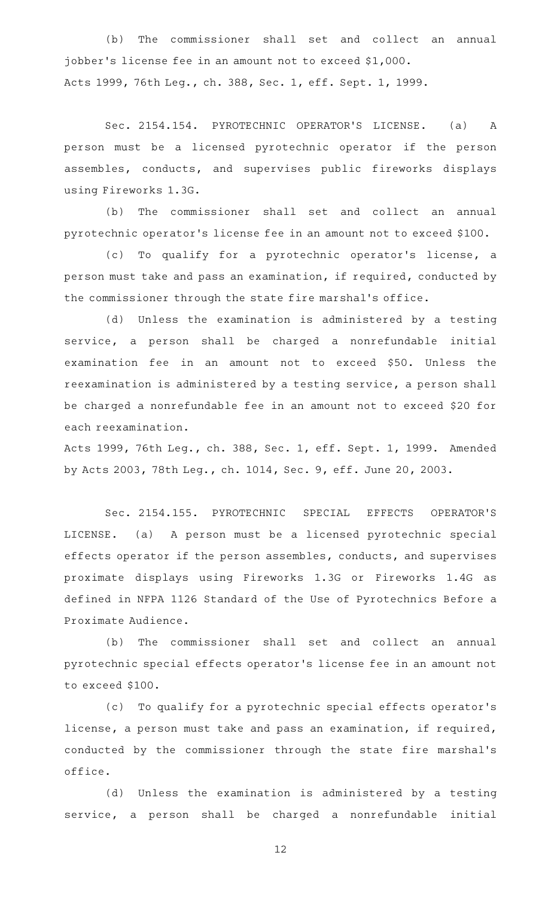(b) The commissioner shall set and collect an annual jobber's license fee in an amount not to exceed $1,000.

Acts 1999, 76th Leg., ch. 388, Sec. 1, eff. Sept. 1, 1999.

Sec. 2154.154. PYROTECHNIC OPERATOR'S LICENSE. (a) A person must be a licensed pyrotechnic operator if the person assembles, conducts, and supervises public fireworks displays using Fireworks 1.3G.

(b) The commissioner shall set and collect an annual pyrotechnic operator's license fee in an amount not to exceed $100.

(c) To qualify for a pyrotechnic operator's license, a person must take and pass an examination, if required, conducted by the commissioner through the state fire marshal's office.

(d) Unless the examination is administered by a testing service, a person shall be charged a nonrefundable initial examination fee in an amount not to exceed $50. Unless the reexamination is administered by a testing service, a person shall be charged a nonrefundable fee in an amount not to exceed $20 for each reexamination.

Acts 1999, 76th Leg., ch. 388, Sec. 1, eff. Sept. 1, 1999. Amended by Acts 2003, 78th Leg., ch. 1014, Sec. 9, eff. June 20, 2003.

Sec. 2154.155. PYROTECHNIC SPECIAL EFFECTS OPERATOR'S LICENSE. (a) A person must be a licensed pyrotechnic special effects operator if the person assembles, conducts, and supervises proximate displays using Fireworks 1.3G or Fireworks 1.4G as defined in NFPA 1126 Standard of the Use of Pyrotechnics Before a Proximate Audience.

(b) The commissioner shall set and collect an annual pyrotechnic special effects operator's license fee in an amount not to exceed $100.

(c) To qualify for a pyrotechnic special effects operator's license, a person must take and pass an examination, if required, conducted by the commissioner through the state fire marshal's office.

(d) Unless the examination is administered by a testing service, a person shall be charged a nonrefundable initial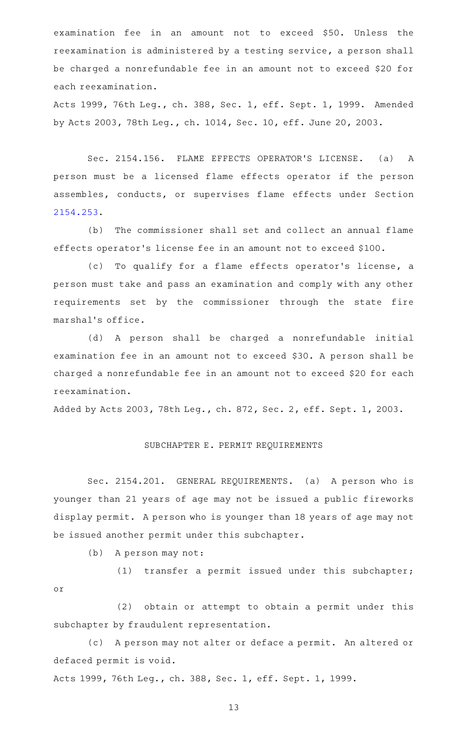examination fee in an amount not to exceed $50. Unless the reexamination is administered by a testing service, a person shall be charged a nonrefundable fee in an amount not to exceed $20 for each reexamination.

Acts 1999, 76th Leg., ch. 388, Sec. 1, eff. Sept. 1, 1999. Amended by Acts 2003, 78th Leg., ch. 1014, Sec. 10, eff. June 20, 2003.

Sec. 2154.156. FLAME EFFECTS OPERATOR'S LICENSE. (a) A person must be a licensed flame effects operator if the person assembles, conducts, or supervises flame effects under Section 2154.253.

(b) The commissioner shall set and collect an annual flame effects operator's license fee in an amount not to exceed $100.

(c) To qualify for a flame effects operator's license, a person must take and pass an examination and comply with any other requirements set by the commissioner through the state fire marshal's office.

(d) A person shall be charged a nonrefundable initial examination fee in an amount not to exceed $30. A person shall be charged a nonrefundable fee in an amount not to exceed $20 for each reexamination.

Added by Acts 2003, 78th Leg., ch. 872, Sec. 2, eff. Sept. 1, 2003.

SUBCHAPTER E. PERMIT REQUIREMENTS

Sec. 2154.201. GENERAL REQUIREMENTS. (a) A person who is younger than 21 years of age may not be issued a public fireworks display permit. A person who is younger than 18 years of age may not be issued another permit under this subchapter.

(b) A person may not:

(1) transfer a permit issued under this subchapter; or

(2) obtain or attempt to obtain a permit under this subchapter by fraudulent representation.

(c) A person may not alter or deface a permit. An altered or defaced permit is void.

Acts 1999, 76th Leg., ch. 388, Sec. 1, eff. Sept. 1, 1999.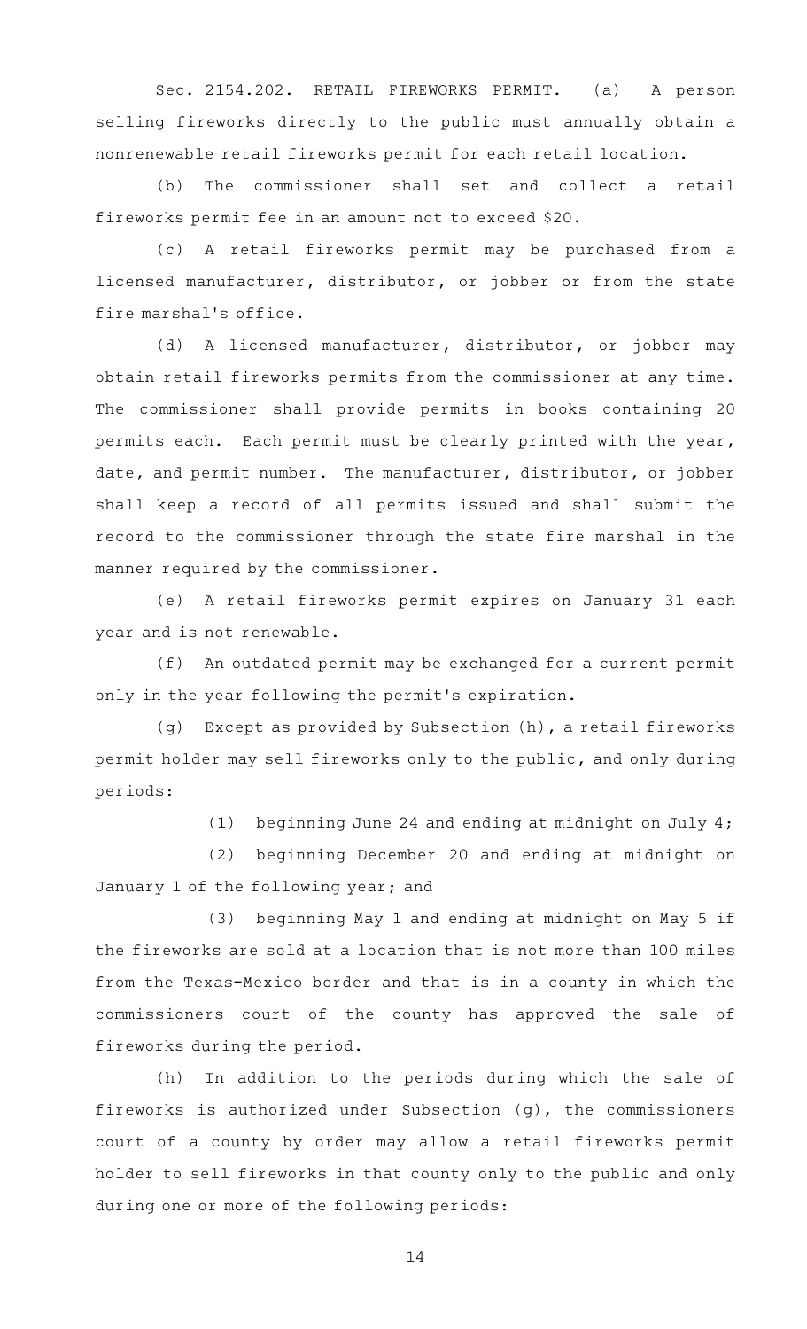Sec. 2154.202. RETAIL FIREWORKS PERMIT. (a) A person selling fireworks directly to the public must annually obtain a nonrenewable retail fireworks permit for each retail location.

(b) The commissioner shall set and collect a retail fireworks permit fee in an amount not to exceed $20.

(c) A retail fireworks permit may be purchased from a licensed manufacturer, distributor, or jobber or from the state fire marshal's office.

(d) A licensed manufacturer, distributor, or jobber may obtain retail fireworks permits from the commissioner at any time. The commissioner shall provide permits in books containing 20 permits each. Each permit must be clearly printed with the year, date, and permit number. The manufacturer, distributor, or jobber shall keep a record of all permits issued and shall submit the record to the commissioner through the state fire marshal in the manner required by the commissioner.

(e) A retail fireworks permit expires on January 31 each year and is not renewable.

(f) An outdated permit may be exchanged for a current permit only in the year following the permit's expiration.

(g) Except as provided by Subsection (h), a retail fireworks permit holder may sell fireworks only to the public, and only during periods:

(1) beginning June 24 and ending at midnight on July 4;

(2) beginning December 20 and ending at midnight on January 1 of the following year; and

(3) beginning May 1 and ending at midnight on May 5 if the fireworks are sold at a location that is not more than 100 miles from the Texas-Mexico border and that is in a county in which the commissioners court of the county has approved the sale of fireworks during the period.

(h) In addition to the periods during which the sale of fireworks is authorized under Subsection (g), the commissioners court of a county by order may allow a retail fireworks permit holder to sell fireworks in that county only to the public and only during one or more of the following periods: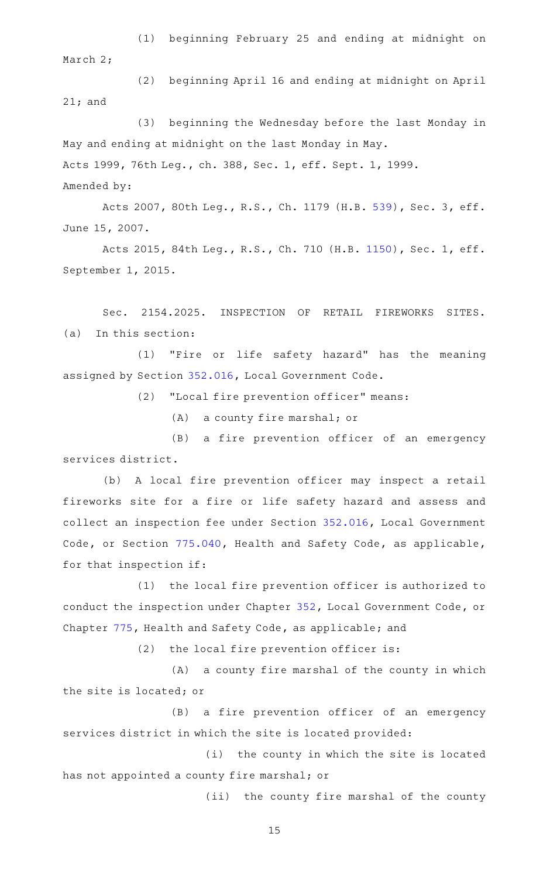(1) beginning February 25 and ending at midnight on March 2;

(2) beginning April 16 and ending at midnight on April 21; and

(3) beginning the Wednesday before the last Monday in May and ending at midnight on the last Monday in May.

Acts 1999, 76th Leg., ch. 388, Sec. 1, eff. Sept. 1, 1999.

Amended by:

Acts 2007, 80th Leg., R.S., Ch. 1179 (H.B. 539), Sec. 3, eff. June 15, 2007.

Acts 2015, 84th Leg., R.S., Ch. 710 (H.B. 1150), Sec. 1, eff. September 1, 2015.

Sec. 2154.2025. INSPECTION OF RETAIL FIREWORKS SITES. (a) In this section:

(1) "Fire or life safety hazard" has the meaning assigned by Section 352.016, Local Government Code.

(2) "Local fire prevention officer" means:

(A) a county fire marshal; or

(B) a fire prevention officer of an emergency services district.

(b) A local fire prevention officer may inspect a retail fireworks site for a fire or life safety hazard and assess and collect an inspection fee under Section 352.016, Local Government Code, or Section 775.040, Health and Safety Code, as applicable, for that inspection if:

(1) the local fire prevention officer is authorized to conduct the inspection under Chapter 352, Local Government Code, or Chapter 775, Health and Safety Code, as applicable; and

(2) the local fire prevention officer is:

(A) a county fire marshal of the county in which the site is located; or

(B) a fire prevention officer of an emergency services district in which the site is located provided:

(i) the county in which the site is located has not appointed a county fire marshal; or

(ii) the county fire marshal of the county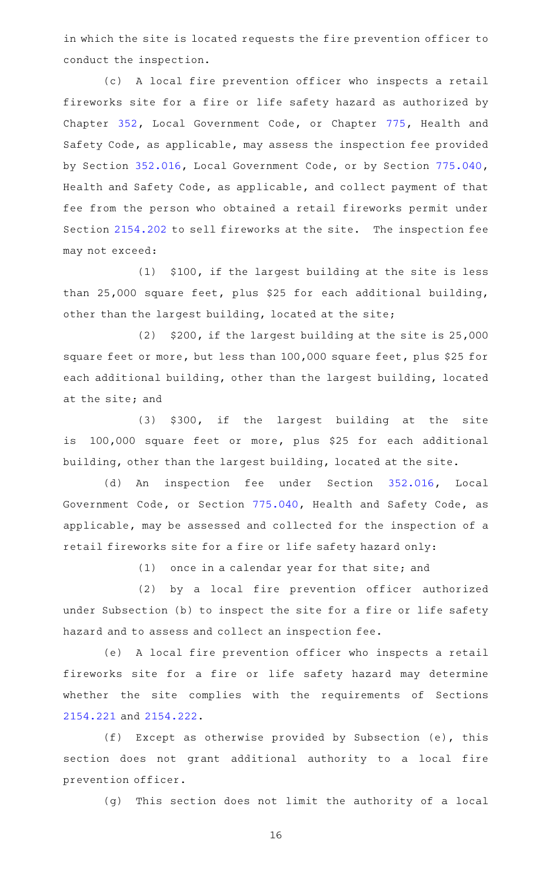in which the site is located requests the fire prevention officer to conduct the inspection.

(c) A local fire prevention officer who inspects a retail fireworks site for a fire or life safety hazard as authorized by Chapter 352, Local Government Code, or Chapter 775, Health and Safety Code, as applicable, may assess the inspection fee provided by Section 352.016, Local Government Code, or by Section 775.040, Health and Safety Code, as applicable, and collect payment of that fee from the person who obtained a retail fireworks permit under Section 2154.202 to sell fireworks at the site. The inspection fee may not exceed:

(1) $100, if the largest building at the site is less than 25,000 square feet, plus $25 for each additional building, other than the largest building, located at the site;

(2) $200, if the largest building at the site is 25,000 square feet or more, but less than 100,000 square feet, plus $25 for each additional building, other than the largest building, located at the site; and

(3) $300, if the largest building at the site is 100,000 square feet or more, plus $25 for each additional building, other than the largest building, located at the site.

(d) An inspection fee under Section 352.016, Local Government Code, or Section 775.040, Health and Safety Code, as applicable, may be assessed and collected for the inspection of a retail fireworks site for a fire or life safety hazard only:

(1) once in a calendar year for that site; and

(2) by a local fire prevention officer authorized under Subsection (b) to inspect the site for a fire or life safety hazard and to assess and collect an inspection fee.

(e) A local fire prevention officer who inspects a retail fireworks site for a fire or life safety hazard may determine whether the site complies with the requirements of Sections 2154.221 and 2154.222.

(f) Except as otherwise provided by Subsection (e), this section does not grant additional authority to a local fire prevention officer.

(g) This section does not limit the authority of a local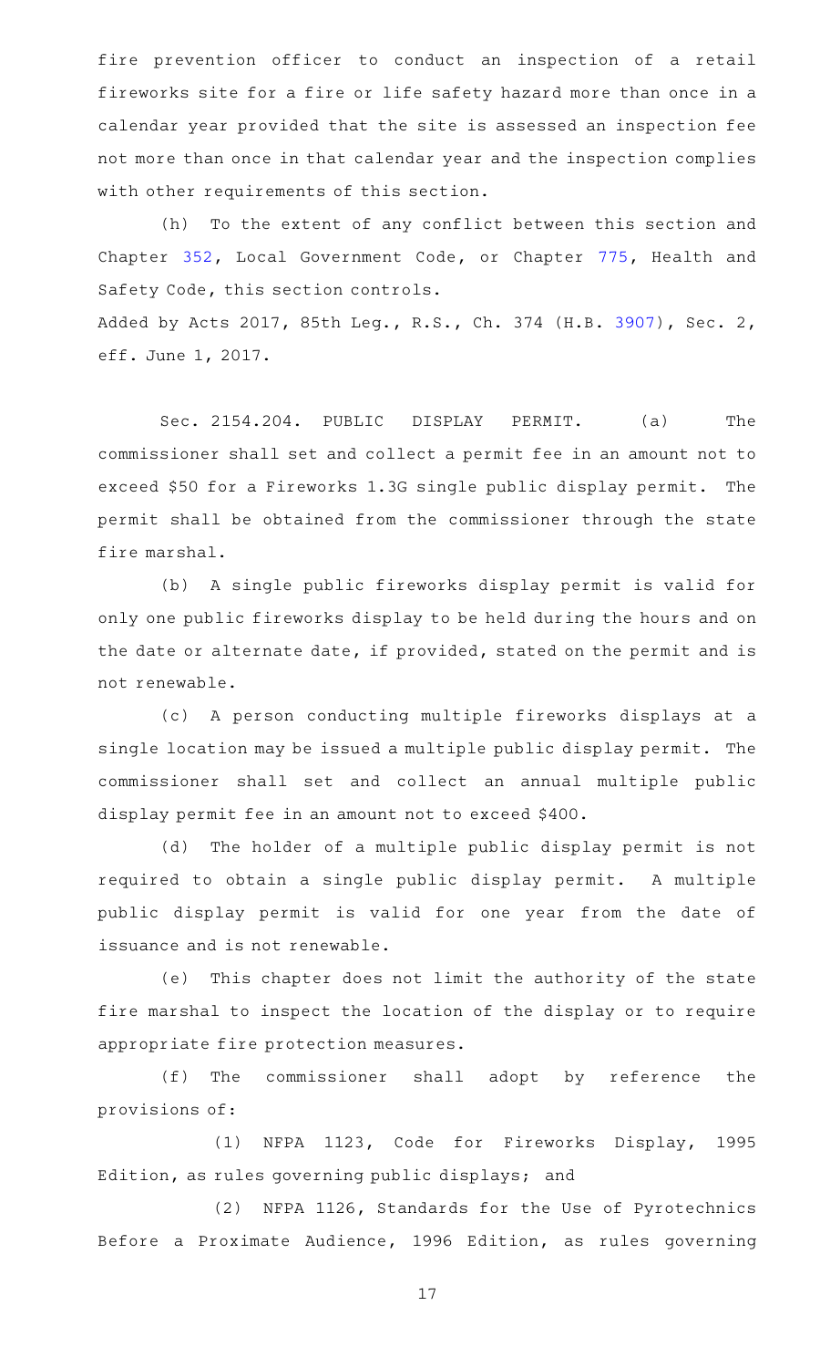fire prevention officer to conduct an inspection of a retail fireworks site for a fire or life safety hazard more than once in a calendar year provided that the site is assessed an inspection fee not more than once in that calendar year and the inspection complies with other requirements of this section.

(h) To the extent of any conflict between this section and Chapter 352, Local Government Code, or Chapter 775, Health and Safety Code, this section controls.

Added by Acts 2017, 85th Leg., R.S., Ch. 374 (H.B. 3907), Sec. 2, eff. June 1, 2017.

Sec. 2154.204. PUBLIC DISPLAY PERMIT. (a) The commissioner shall set and collect a permit fee in an amount not to exceed $50 for a Fireworks 1.3G single public display permit. The permit shall be obtained from the commissioner through the state fire marshal.

(b) A single public fireworks display permit is valid for only one public fireworks display to be held during the hours and on the date or alternate date, if provided, stated on the permit and is not renewable.

(c) A person conducting multiple fireworks displays at a single location may be issued a multiple public display permit. The commissioner shall set and collect an annual multiple public display permit fee in an amount not to exceed $400.

(d) The holder of a multiple public display permit is not required to obtain a single public display permit. A multiple public display permit is valid for one year from the date of issuance and is not renewable.

(e) This chapter does not limit the authority of the state fire marshal to inspect the location of the display or to require appropriate fire protection measures.

(f) The commissioner shall adopt by reference the provisions of:

(1) NFPA 1123, Code for Fireworks Display, 1995 Edition, as rules governing public displays; and

(2) NFPA 1126, Standards for the Use of Pyrotechnics Before a Proximate Audience, 1996 Edition, as rules governing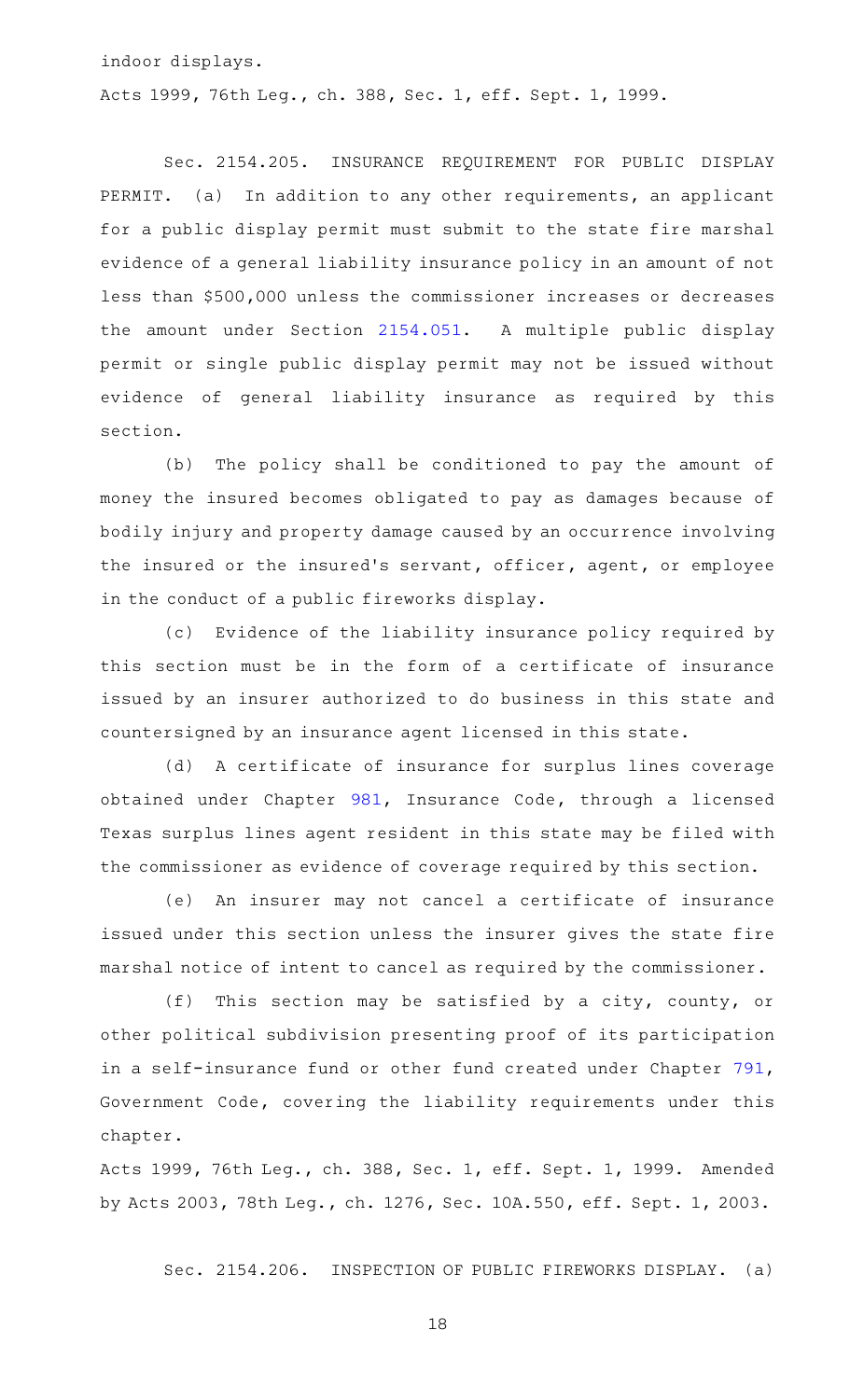indoor displays.

Acts 1999, 76th Leg., ch. 388, Sec. 1, eff. Sept. 1, 1999.

Sec. 2154.205. INSURANCE REQUIREMENT FOR PUBLIC DISPLAY PERMIT. (a) In addition to any other requirements, an applicant for a public display permit must submit to the state fire marshal evidence of a general liability insurance policy in an amount of not less than $500,000 unless the commissioner increases or decreases the amount under Section 2154.051. A multiple public display permit or single public display permit may not be issued without evidence of general liability insurance as required by this section.

(b) The policy shall be conditioned to pay the amount of money the insured becomes obligated to pay as damages because of bodily injury and property damage caused by an occurrence involving the insured or the insured's servant, officer, agent, or employee in the conduct of a public fireworks display.

(c) Evidence of the liability insurance policy required by this section must be in the form of a certificate of insurance issued by an insurer authorized to do business in this state and countersigned by an insurance agent licensed in this state.

(d) A certificate of insurance for surplus lines coverage obtained under Chapter 981, Insurance Code, through a licensed Texas surplus lines agent resident in this state may be filed with the commissioner as evidence of coverage required by this section.

(e) An insurer may not cancel a certificate of insurance issued under this section unless the insurer gives the state fire marshal notice of intent to cancel as required by the commissioner.

(f) This section may be satisfied by a city, county, or other political subdivision presenting proof of its participation in a self-insurance fund or other fund created under Chapter 791, Government Code, covering the liability requirements under this chapter.

Acts 1999, 76th Leg., ch. 388, Sec. 1, eff. Sept. 1, 1999. Amended by Acts 2003, 78th Leg., ch. 1276, Sec. 10A.550, eff. Sept. 1, 2003.

Sec. 2154.206. INSPECTION OF PUBLIC FIREWORKS DISPLAY. (a)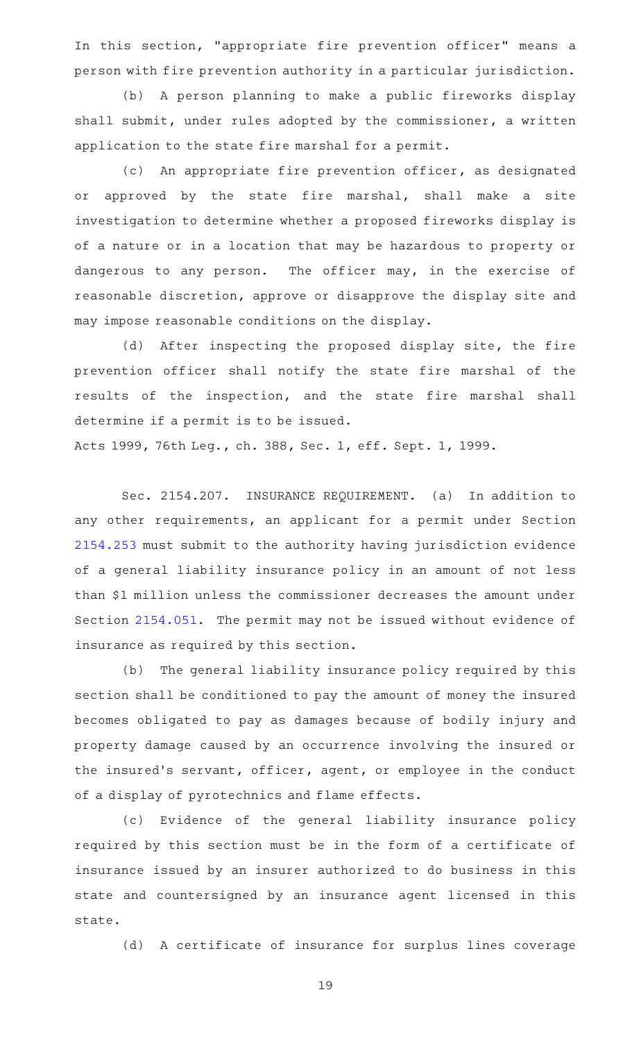In this section, "appropriate fire prevention officer" means a person with fire prevention authority in a particular jurisdiction.

(b) A person planning to make a public fireworks display shall submit, under rules adopted by the commissioner, a written application to the state fire marshal for a permit.

(c) An appropriate fire prevention officer, as designated or approved by the state fire marshal, shall make a site investigation to determine whether a proposed fireworks display is of a nature or in a location that may be hazardous to property or dangerous to any person. The officer may, in the exercise of reasonable discretion, approve or disapprove the display site and may impose reasonable conditions on the display.

(d) After inspecting the proposed display site, the fire prevention officer shall notify the state fire marshal of the results of the inspection, and the state fire marshal shall determine if a permit is to be issued.

Acts 1999, 76th Leg., ch. 388, Sec. 1, eff. Sept. 1, 1999.

Sec. 2154.207. INSURANCE REQUIREMENT. (a) In addition to any other requirements, an applicant for a permit under Section 2154.253 must submit to the authority having jurisdiction evidence of a general liability insurance policy in an amount of not less than $1 million unless the commissioner decreases the amount under Section 2154.051. The permit may not be issued without evidence of insurance as required by this section.

(b) The general liability insurance policy required by this section shall be conditioned to pay the amount of money the insured becomes obligated to pay as damages because of bodily injury and property damage caused by an occurrence involving the insured or the insured's servant, officer, agent, or employee in the conduct of a display of pyrotechnics and flame effects.

(c) Evidence of the general liability insurance policy required by this section must be in the form of a certificate of insurance issued by an insurer authorized to do business in this state and countersigned by an insurance agent licensed in this state.

(d) A certificate of insurance for surplus lines coverage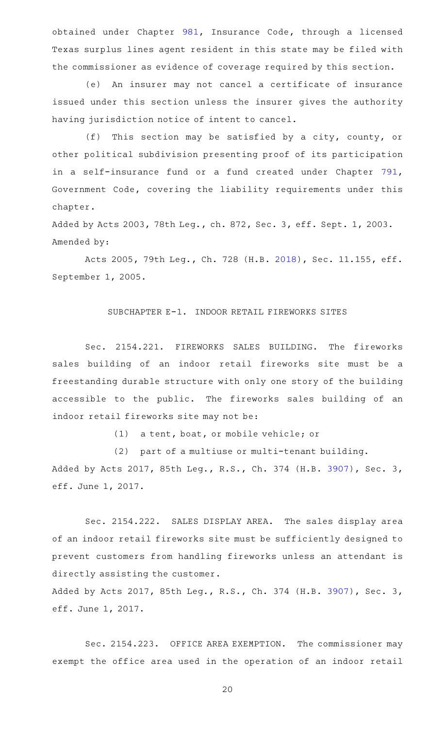obtained under Chapter 981, Insurance Code, through a licensed Texas surplus lines agent resident in this state may be filed with the commissioner as evidence of coverage required by this section.

(e) An insurer may not cancel a certificate of insurance issued under this section unless the insurer gives the authority having jurisdiction notice of intent to cancel.

(f) This section may be satisfied by a city, county, or other political subdivision presenting proof of its participation in a self-insurance fund or a fund created under Chapter 791, Government Code, covering the liability requirements under this chapter.

Added by Acts 2003, 78th Leg., ch. 872, Sec. 3, eff. Sept. 1, 2003.
Amended by:

Acts 2005, 79th Leg., Ch. 728 (H.B. 2018), Sec. 11.155, eff. September 1, 2005.

SUBCHAPTER E-1. INDOOR RETAIL FIREWORKS SITES

Sec. 2154.221. FIREWORKS SALES BUILDING. The fireworks sales building of an indoor retail fireworks site must be a freestanding durable structure with only one story of the building accessible to the public. The fireworks sales building of an indoor retail fireworks site may not be:

(1) a tent, boat, or mobile vehicle; or

(2) part of a multiuse or multi-tenant building.

Added by Acts 2017, 85th Leg., R.S., Ch. 374 (H.B. 3907), Sec. 3, eff. June 1, 2017.

Sec. 2154.222. SALES DISPLAY AREA. The sales display area of an indoor retail fireworks site must be sufficiently designed to prevent customers from handling fireworks unless an attendant is directly assisting the customer.

Added by Acts 2017, 85th Leg., R.S., Ch. 374 (H.B. 3907), Sec. 3, eff. June 1, 2017.

Sec. 2154.223. OFFICE AREA EXEMPTION. The commissioner may exempt the office area used in the operation of an indoor retail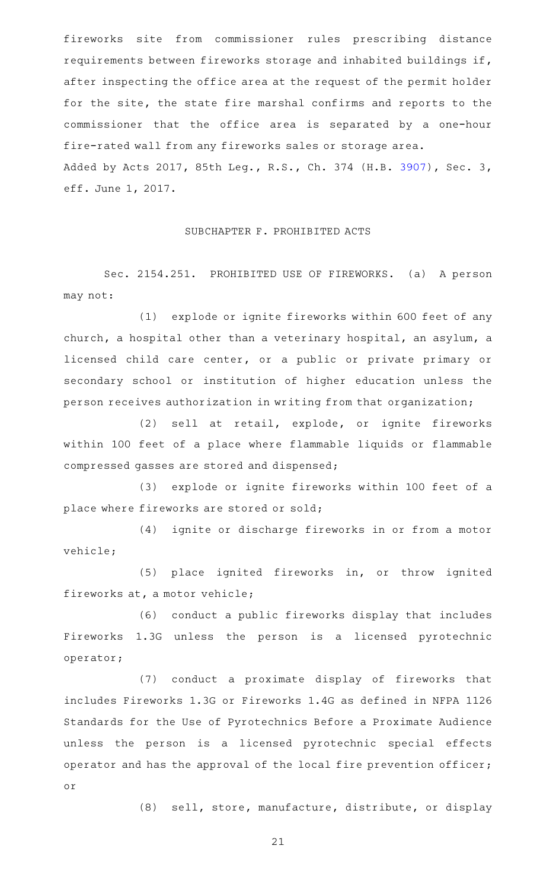fireworks site from commissioner rules prescribing distance requirements between fireworks storage and inhabited buildings if, after inspecting the office area at the request of the permit holder for the site, the state fire marshal confirms and reports to the commissioner that the office area is separated by a one-hour fire-rated wall from any fireworks sales or storage area.

Added by Acts 2017, 85th Leg., R.S., Ch. 374 (H.B. 3907), Sec. 3, eff. June 1, 2017.

## SUBCHAPTER F. PROHIBITED ACTS

Sec. 2154.251. PROHIBITED USE OF FIREWORKS. (a) A person may not:

(1) explode or ignite fireworks within 600 feet of any church, a hospital other than a veterinary hospital, an asylum, a licensed child care center, or a public or private primary or secondary school or institution of higher education unless the person receives authorization in writing from that organization;

(2) sell at retail, explode, or ignite fireworks within 100 feet of a place where flammable liquids or flammable compressed gasses are stored and dispensed;

(3) explode or ignite fireworks within 100 feet of a place where fireworks are stored or sold;

(4) ignite or discharge fireworks in or from a motor vehicle;

(5) place ignited fireworks in, or throw ignited fireworks at, a motor vehicle;

(6) conduct a public fireworks display that includes Fireworks 1.3G unless the person is a licensed pyrotechnic operator;

(7) conduct a proximate display of fireworks that includes Fireworks 1.3G or Fireworks 1.4G as defined in NFPA 1126 Standards for the Use of Pyrotechnics Before a Proximate Audience unless the person is a licensed pyrotechnic special effects operator and has the approval of the local fire prevention officer; or

(8) sell, store, manufacture, distribute, or display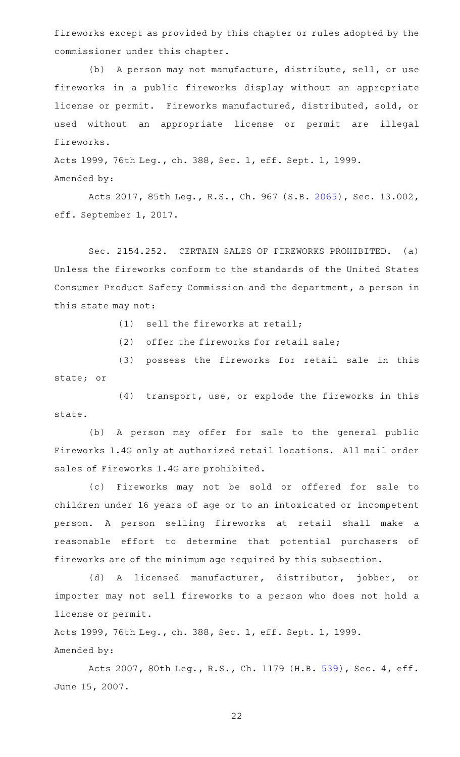fireworks except as provided by this chapter or rules adopted by the commissioner under this chapter.

(b) A person may not manufacture, distribute, sell, or use fireworks in a public fireworks display without an appropriate license or permit. Fireworks manufactured, distributed, sold, or used without an appropriate license or permit are illegal fireworks.

Acts 1999, 76th Leg., ch. 388, Sec. 1, eff. Sept. 1, 1999.
Amended by:

Acts 2017, 85th Leg., R.S., Ch. 967 (S.B. 2065), Sec. 13.002, eff. September 1, 2017.

Sec. 2154.252. CERTAIN SALES OF FIREWORKS PROHIBITED. (a) Unless the fireworks conform to the standards of the United States Consumer Product Safety Commission and the department, a person in this state may not:

(1) sell the fireworks at retail;

(2) offer the fireworks for retail sale;

(3) possess the fireworks for retail sale in this state; or

(4) transport, use, or explode the fireworks in this state.

(b) A person may offer for sale to the general public Fireworks 1.4G only at authorized retail locations. All mail order sales of Fireworks 1.4G are prohibited.

(c) Fireworks may not be sold or offered for sale to children under 16 years of age or to an intoxicated or incompetent person. A person selling fireworks at retail shall make a reasonable effort to determine that potential purchasers of fireworks are of the minimum age required by this subsection.

(d) A licensed manufacturer, distributor, jobber, or importer may not sell fireworks to a person who does not hold a license or permit.

Acts 1999, 76th Leg., ch. 388, Sec. 1, eff. Sept. 1, 1999.
Amended by:

Acts 2007, 80th Leg., R.S., Ch. 1179 (H.B. 539), Sec. 4, eff. June 15, 2007.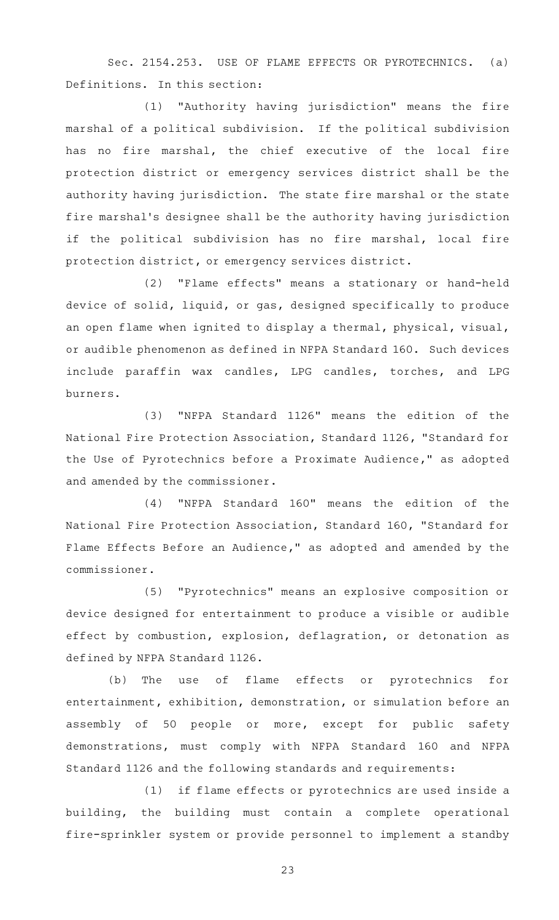Sec. 2154.253. USE OF FLAME EFFECTS OR PYROTECHNICS. (a) Definitions. In this section:

(1) "Authority having jurisdiction" means the fire marshal of a political subdivision. If the political subdivision has no fire marshal, the chief executive of the local fire protection district or emergency services district shall be the authority having jurisdiction. The state fire marshal or the state fire marshal's designee shall be the authority having jurisdiction if the political subdivision has no fire marshal, local fire protection district, or emergency services district.

(2) "Flame effects" means a stationary or hand-held device of solid, liquid, or gas, designed specifically to produce an open flame when ignited to display a thermal, physical, visual, or audible phenomenon as defined in NFPA Standard 160. Such devices include paraffin wax candles, LPG candles, torches, and LPG burners.

(3) "NFPA Standard 1126" means the edition of the National Fire Protection Association, Standard 1126, "Standard for the Use of Pyrotechnics before a Proximate Audience," as adopted and amended by the commissioner.

(4) "NFPA Standard 160" means the edition of the National Fire Protection Association, Standard 160, "Standard for Flame Effects Before an Audience," as adopted and amended by the commissioner.

(5) "Pyrotechnics" means an explosive composition or device designed for entertainment to produce a visible or audible effect by combustion, explosion, deflagration, or detonation as defined by NFPA Standard 1126.

(b) The use of flame effects or pyrotechnics for entertainment, exhibition, demonstration, or simulation before an assembly of 50 people or more, except for public safety demonstrations, must comply with NFPA Standard 160 and NFPA Standard 1126 and the following standards and requirements:

(1) if flame effects or pyrotechnics are used inside a building, the building must contain a complete operational fire-sprinkler system or provide personnel to implement a standby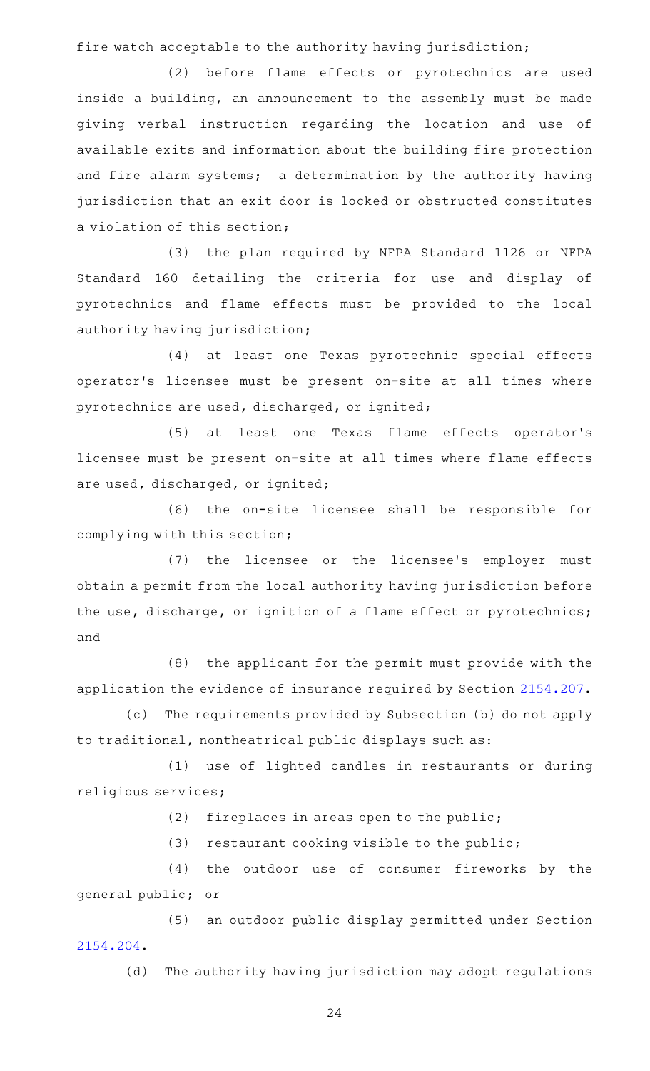fire watch acceptable to the authority having jurisdiction;

(2) before flame effects or pyrotechnics are used inside a building, an announcement to the assembly must be made giving verbal instruction regarding the location and use of available exits and information about the building fire protection and fire alarm systems; a determination by the authority having jurisdiction that an exit door is locked or obstructed constitutes a violation of this section;

(3) the plan required by NFPA Standard 1126 or NFPA Standard 160 detailing the criteria for use and display of pyrotechnics and flame effects must be provided to the local authority having jurisdiction;

(4) at least one Texas pyrotechnic special effects operator's licensee must be present on-site at all times where pyrotechnics are used, discharged, or ignited;

(5) at least one Texas flame effects operator's licensee must be present on-site at all times where flame effects are used, discharged, or ignited;

(6) the on-site licensee shall be responsible for complying with this section;

(7) the licensee or the licensee's employer must obtain a permit from the local authority having jurisdiction before the use, discharge, or ignition of a flame effect or pyrotechnics; and

(8) the applicant for the permit must provide with the application the evidence of insurance required by Section 2154.207.

(c) The requirements provided by Subsection (b) do not apply to traditional, nontheatrical public displays such as:

(1) use of lighted candles in restaurants or during religious services;

(2) fireplaces in areas open to the public;

(3) restaurant cooking visible to the public;

(4) the outdoor use of consumer fireworks by the general public; or

(5) an outdoor public display permitted under Section 2154.204.

(d) The authority having jurisdiction may adopt regulations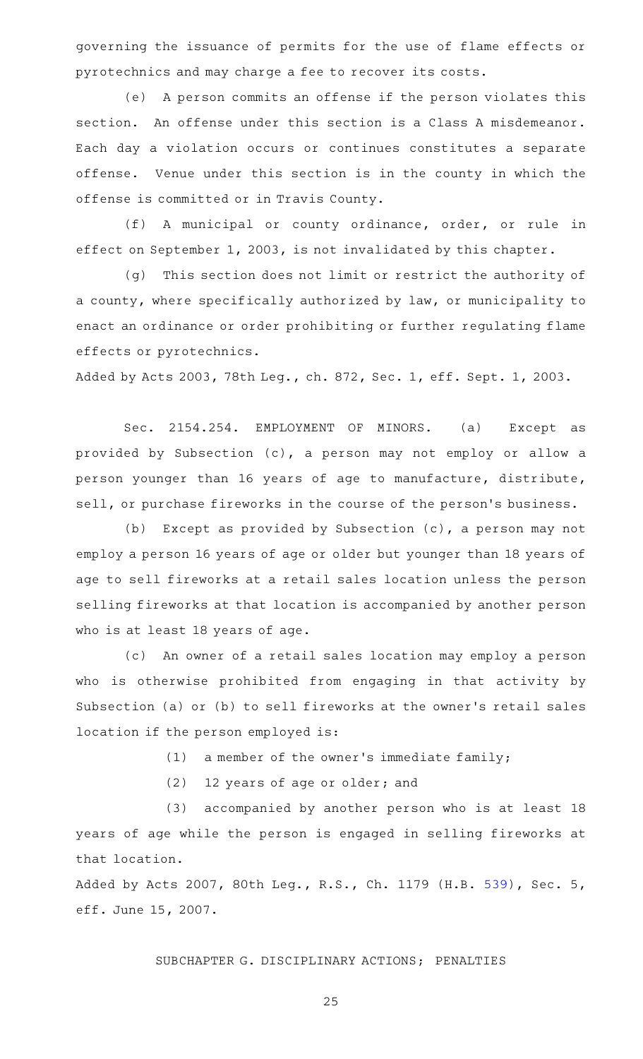governing the issuance of permits for the use of flame effects or pyrotechnics and may charge a fee to recover its costs.

(e) A person commits an offense if the person violates this section. An offense under this section is a Class A misdemeanor. Each day a violation occurs or continues constitutes a separate offense. Venue under this section is in the county in which the offense is committed or in Travis County.

(f) A municipal or county ordinance, order, or rule in effect on September 1, 2003, is not invalidated by this chapter.

(g) This section does not limit or restrict the authority of a county, where specifically authorized by law, or municipality to enact an ordinance or order prohibiting or further regulating flame effects or pyrotechnics.

Added by Acts 2003, 78th Leg., ch. 872, Sec. 1, eff. Sept. 1, 2003.

Sec. 2154.254. EMPLOYMENT OF MINORS. (a) Except as provided by Subsection (c), a person may not employ or allow a person younger than 16 years of age to manufacture, distribute, sell, or purchase fireworks in the course of the person's business.

(b) Except as provided by Subsection (c), a person may not employ a person 16 years of age or older but younger than 18 years of age to sell fireworks at a retail sales location unless the person selling fireworks at that location is accompanied by another person who is at least 18 years of age.

(c) An owner of a retail sales location may employ a person who is otherwise prohibited from engaging in that activity by Subsection (a) or (b) to sell fireworks at the owner's retail sales location if the person employed is:

(1) a member of the owner's immediate family;

(2) 12 years of age or older; and

(3) accompanied by another person who is at least 18 years of age while the person is engaged in selling fireworks at that location.

Added by Acts 2007, 80th Leg., R.S., Ch. 1179 (H.B. 539), Sec. 5, eff. June 15, 2007.

SUBCHAPTER G. DISCIPLINARY ACTIONS; PENALTIES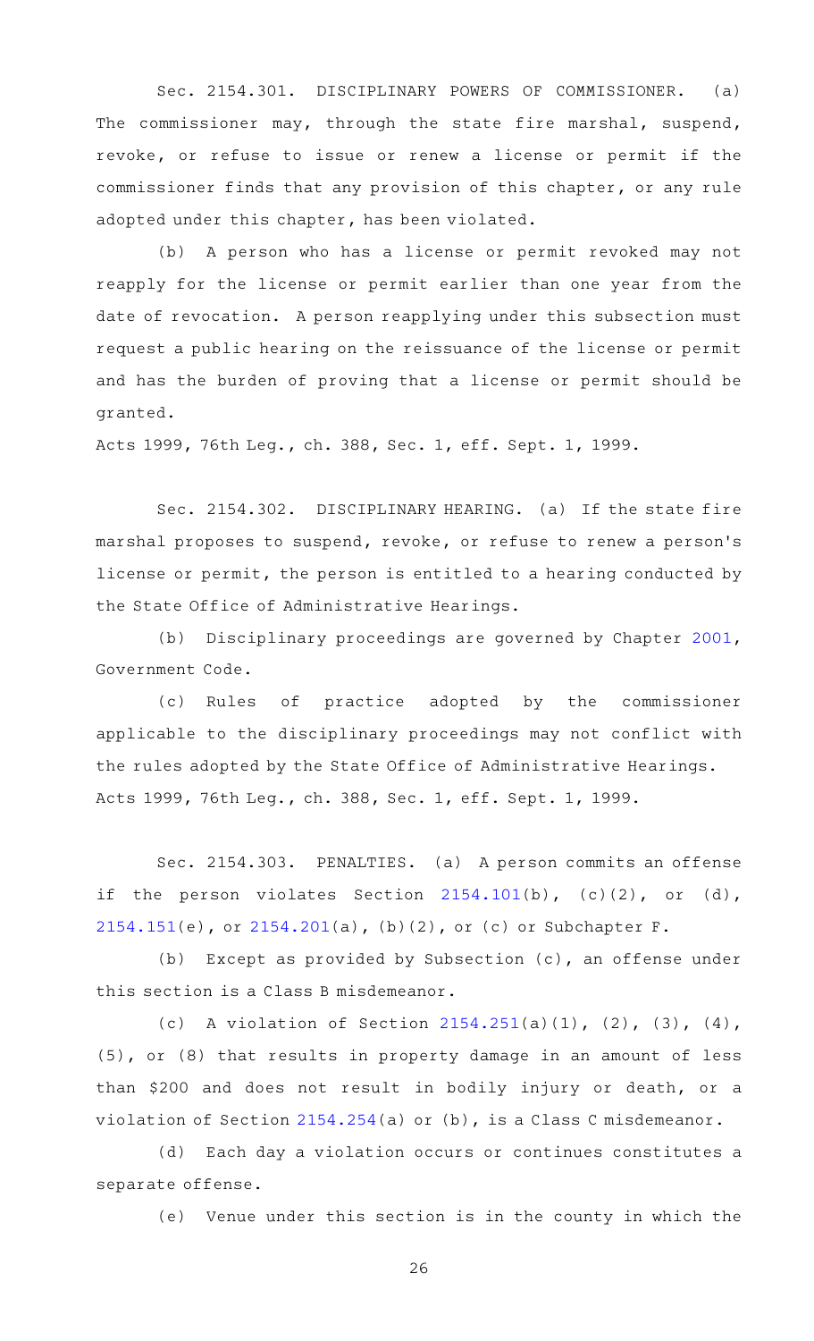Sec. 2154.301. DISCIPLINARY POWERS OF COMMISSIONER. (a) The commissioner may, through the state fire marshal, suspend, revoke, or refuse to issue or renew a license or permit if the commissioner finds that any provision of this chapter, or any rule adopted under this chapter, has been violated.

(b) A person who has a license or permit revoked may not reapply for the license or permit earlier than one year from the date of revocation. A person reapplying under this subsection must request a public hearing on the reissuance of the license or permit and has the burden of proving that a license or permit should be granted.

Acts 1999, 76th Leg., ch. 388, Sec. 1, eff. Sept. 1, 1999.

Sec. 2154.302. DISCIPLINARY HEARING. (a) If the state fire marshal proposes to suspend, revoke, or refuse to renew a person's license or permit, the person is entitled to a hearing conducted by the State Office of Administrative Hearings.

(b) Disciplinary proceedings are governed by Chapter 2001, Government Code.

(c) Rules of practice adopted by the commissioner applicable to the disciplinary proceedings may not conflict with the rules adopted by the State Office of Administrative Hearings.

Acts 1999, 76th Leg., ch. 388, Sec. 1, eff. Sept. 1, 1999.

Sec. 2154.303. PENALTIES. (a) A person commits an offense if the person violates Section 2154.101(b), (c)(2), or (d), 2154.151(e), or 2154.201(a), (b)(2), or (c) or Subchapter F.

(b) Except as provided by Subsection (c), an offense under this section is a Class B misdemeanor.

(c) A violation of Section 2154.251(a)(1), (2), (3), (4), (5), or (8) that results in property damage in an amount of less than $200 and does not result in bodily injury or death, or a violation of Section 2154.254(a) or (b), is a Class C misdemeanor.

(d) Each day a violation occurs or continues constitutes a separate offense.

(e) Venue under this section is in the county in which the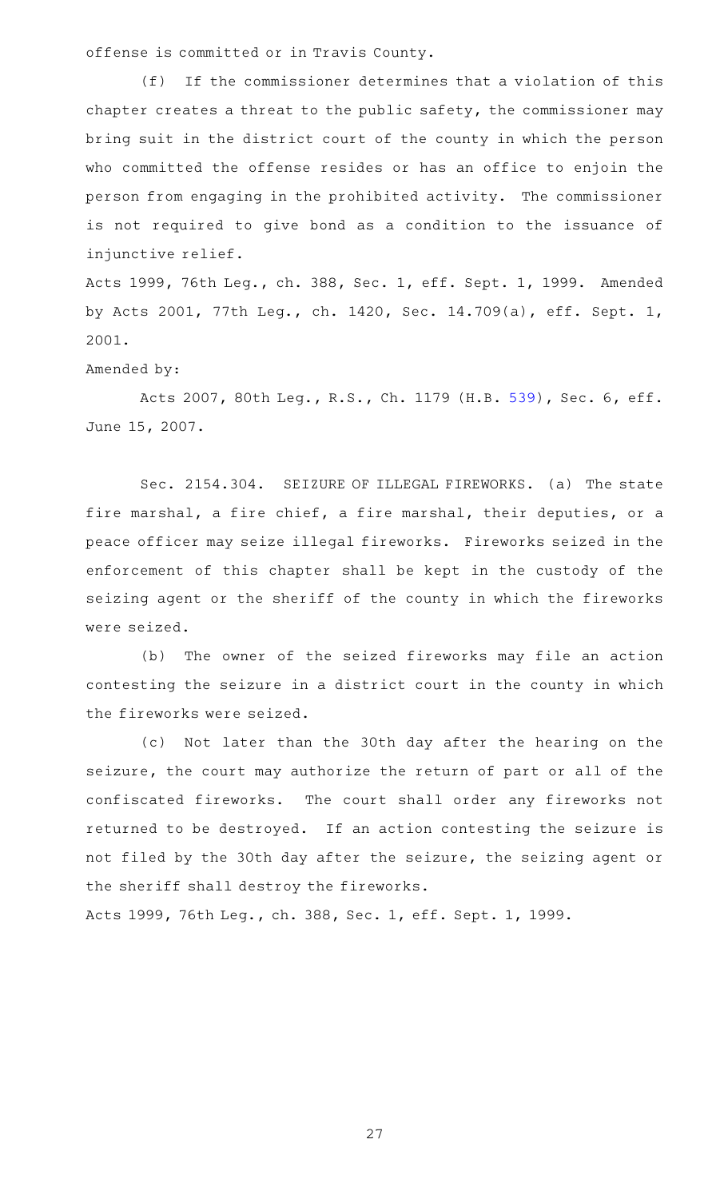offense is committed or in Travis County.

(f) If the commissioner determines that a violation of this chapter creates a threat to the public safety, the commissioner may bring suit in the district court of the county in which the person who committed the offense resides or has an office to enjoin the person from engaging in the prohibited activity. The commissioner is not required to give bond as a condition to the issuance of injunctive relief.

Acts 1999, 76th Leg., ch. 388, Sec. 1, eff. Sept. 1, 1999. Amended by Acts 2001, 77th Leg., ch. 1420, Sec. 14.709(a), eff. Sept. 1, 2001.

Amended by:

Acts 2007, 80th Leg., R.S., Ch. 1179 (H.B. 539), Sec. 6, eff. June 15, 2007.

Sec. 2154.304. SEIZURE OF ILLEGAL FIREWORKS. (a) The state fire marshal, a fire chief, a fire marshal, their deputies, or a peace officer may seize illegal fireworks. Fireworks seized in the enforcement of this chapter shall be kept in the custody of the seizing agent or the sheriff of the county in which the fireworks were seized.

(b) The owner of the seized fireworks may file an action contesting the seizure in a district court in the county in which the fireworks were seized.

(c) Not later than the 30th day after the hearing on the seizure, the court may authorize the return of part or all of the confiscated fireworks. The court shall order any fireworks not returned to be destroyed. If an action contesting the seizure is not filed by the 30th day after the seizure, the seizing agent or the sheriff shall destroy the fireworks.

Acts 1999, 76th Leg., ch. 388, Sec. 1, eff. Sept. 1, 1999.